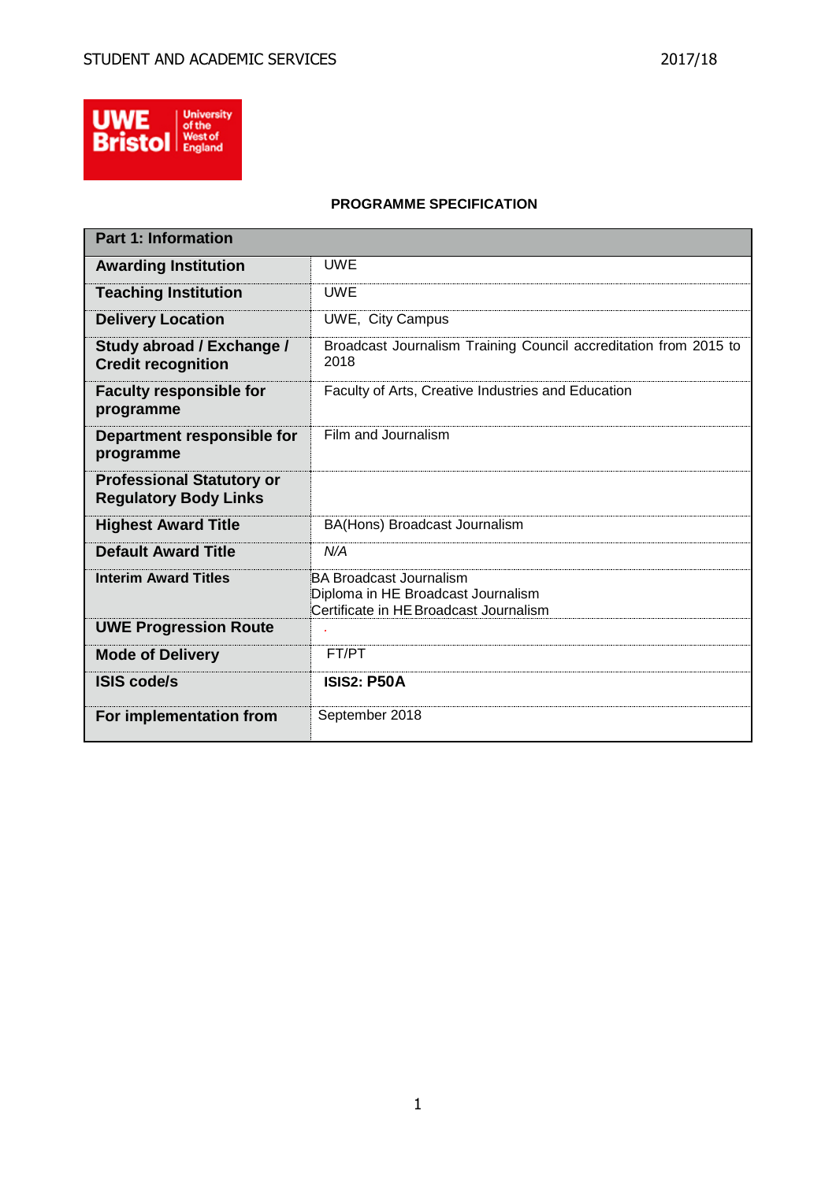**PROGRAMME SPECIFICATION**

| Part 1: Information | |
|---|---|
| **Awarding Institution** | UWE |
| **Teaching Institution** | UWE |
| **Delivery Location** | UWE, City Campus |
| **Study abroad / Exchange / Credit recognition** | Broadcast Journalism Training Council accreditation from 2015 to 2018 |
| **Faculty responsible for programme** | Faculty of Arts, Creative Industries and Education |
| **Department responsible for programme** | Film and Journalism |
| **Professional Statutory or Regulatory Body Links** | |
| **Highest Award Title** | BA(Hons) Broadcast Journalism |
| **Default Award Title** | *N/A* |
| **Interim Award Titles** | BA Broadcast Journalism<br>Diploma in HE Broadcast Journalism<br>Certificate in HE Broadcast Journalism |
| **UWE Progression Route** | . |
| **Mode of Delivery** | FT/PT |
| **ISIS code/s** | **ISIS2: P50A** |
| **For implementation from** | September 2018 |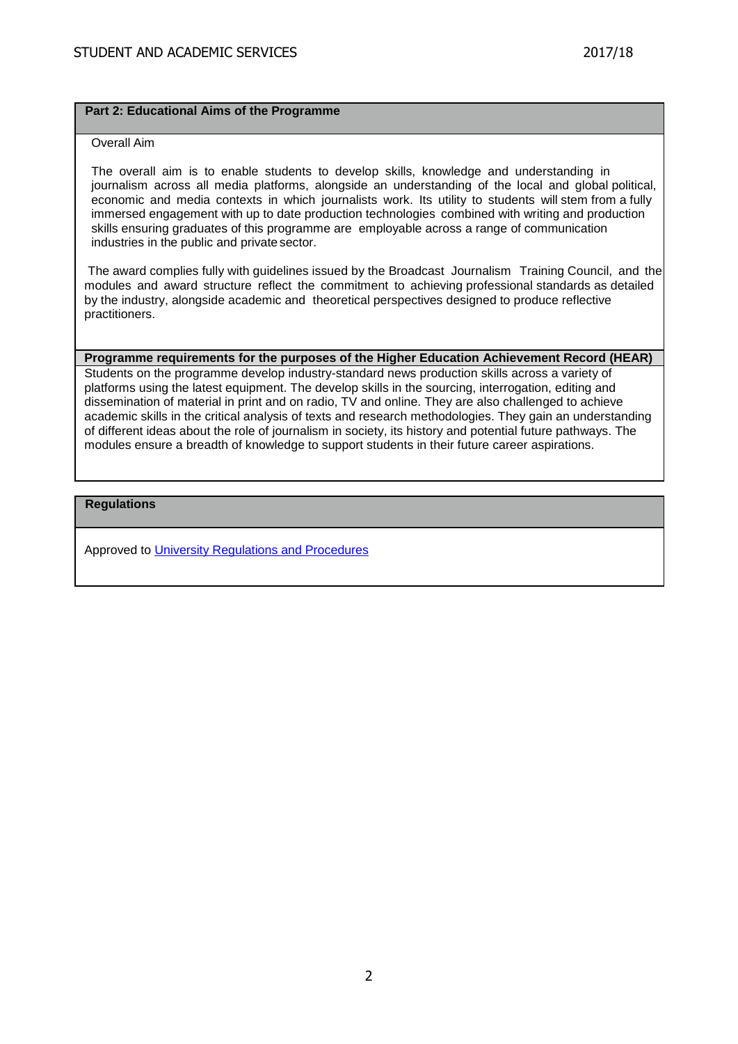## Part 2: Educational Aims of the Programme

Overall Aim

The overall aim is to enable students to develop skills, knowledge and understanding in journalism across all media platforms, alongside an understanding of the local and global political, economic and media contexts in which journalists work. Its utility to students will stem from a fully immersed engagement with up to date production technologies combined with writing and production skills ensuring graduates of this programme are employable across a range of communication industries in the public and private sector.

The award complies fully with guidelines issued by the Broadcast Journalism Training Council, and the modules and award structure reflect the commitment to achieving professional standards as detailed by the industry, alongside academic and theoretical perspectives designed to produce reflective practitioners.

## Programme requirements for the purposes of the Higher Education Achievement Record (HEAR)

Students on the programme develop industry-standard news production skills across a variety of platforms using the latest equipment. The develop skills in the sourcing, interrogation, editing and dissemination of material in print and on radio, TV and online. They are also challenged to achieve academic skills in the critical analysis of texts and research methodologies. They gain an understanding of different ideas about the role of journalism in society, its history and potential future pathways. The modules ensure a breadth of knowledge to support students in their future career aspirations.

## Regulations

Approved to [University Regulations and Procedures]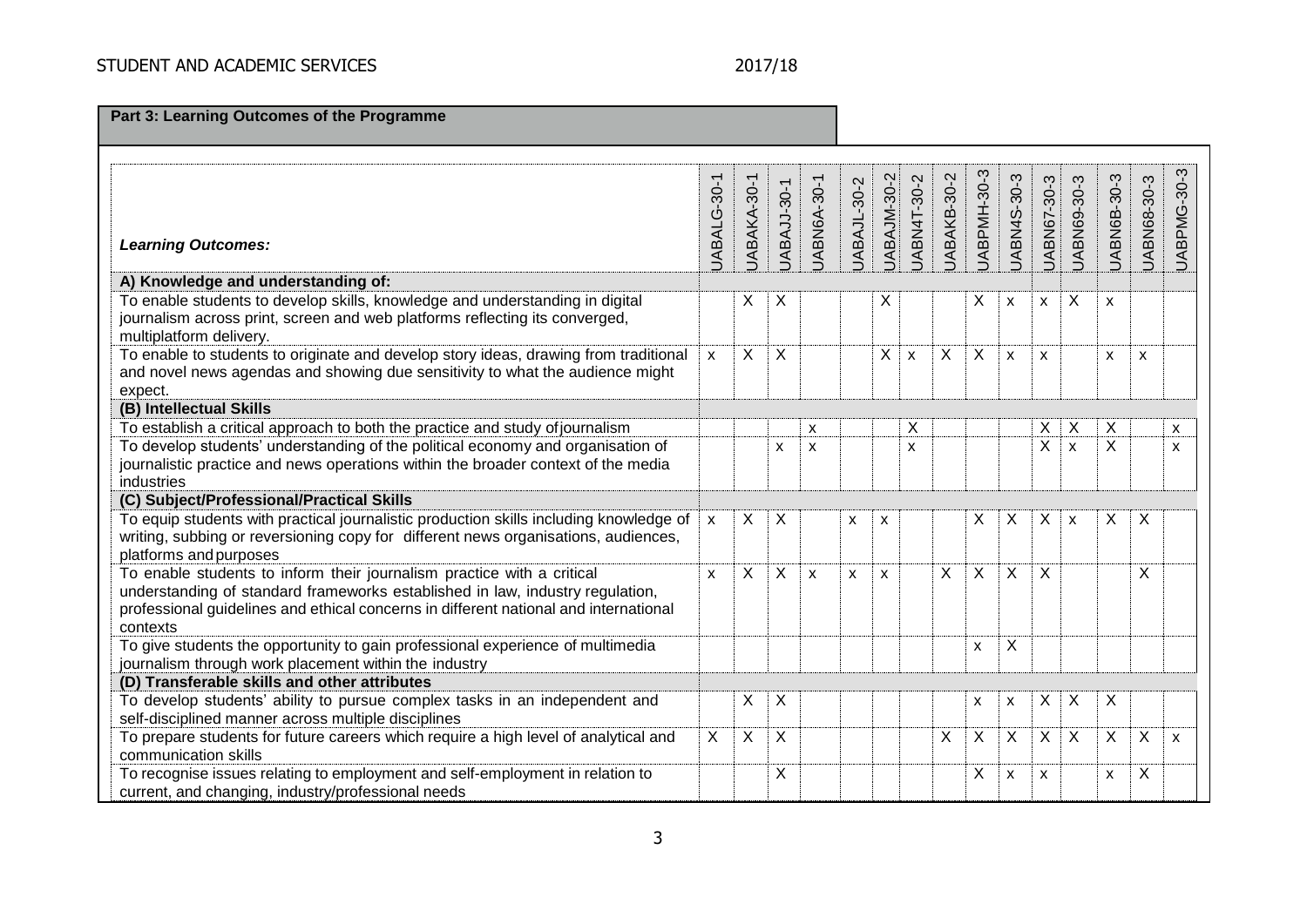**Part 3: Learning Outcomes of the Programme**

| *Learning Outcomes:* | UABALG-30-1 | UABAKA-30-1 | UABAJJ-30-1 | UABN6A-30-1 | UABAJL-30-2 | UABAJM-30-2 | UABN4T-30-2 | UABAKB-30-2 | UABPMH-30-3 | UABN4S-30-3 | UABN67-30-3 | UABN69-30-3 | UABN6B-30-3 | UABN68-30-3 | UABPMG-30-3 |
|---|---|---|---|---|---|---|---|---|---|---|---|---|---|---|---|
| **A) Knowledge and understanding of:** | | | | | | | | | | | | | | | |
| To enable students to develop skills, knowledge and understanding in digital journalism across print, screen and web platforms reflecting its converged, multiplatform delivery. | | X | X | | | X | | | X | x | x | X | x | | |
| To enable to students to originate and develop story ideas, drawing from traditional and novel news agendas and showing due sensitivity to what the audience might expect. | x | X | X | | | X | x | X | X | x | x | | x | x | |
| **(B) Intellectual Skills** | | | | | | | | | | | | | | | |
| To establish a critical approach to both the practice and study of journalism | | | | x | | | X | | | | X | X | X | | x |
| To develop students' understanding of the political economy and organisation of journalistic practice and news operations within the broader context of the media industries | | | x | x | | | x | | | | X | x | X | | x |
| **(C) Subject/Professional/Practical Skills** | | | | | | | | | | | | | | | |
| To equip students with practical journalistic production skills including knowledge of writing, subbing or reversioning copy for different news organisations, audiences, platforms and purposes | x | X | X | | x | x | | | X | X | X | x | X | X | |
| To enable students to inform their journalism practice with a critical understanding of standard frameworks established in law, industry regulation, professional guidelines and ethical concerns in different national and international contexts | x | X | X | x | x | x | | X | X | X | X | | | X | |
| To give students the opportunity to gain professional experience of multimedia journalism through work placement within the industry | | | | | | | | | x | X | | | | | |
| **(D) Transferable skills and other attributes** | | | | | | | | | | | | | | | |
| To develop students' ability to pursue complex tasks in an independent and self-disciplined manner across multiple disciplines | | X | X | | | | | | x | x | X | X | X | | |
| To prepare students for future careers which require a high level of analytical and communication skills | X | X | X | | | | | X | X | X | X | X | X | X | x |
| To recognise issues relating to employment and self-employment in relation to current, and changing, industry/professional needs | | | X | | | | | | X | x | x | | x | X | |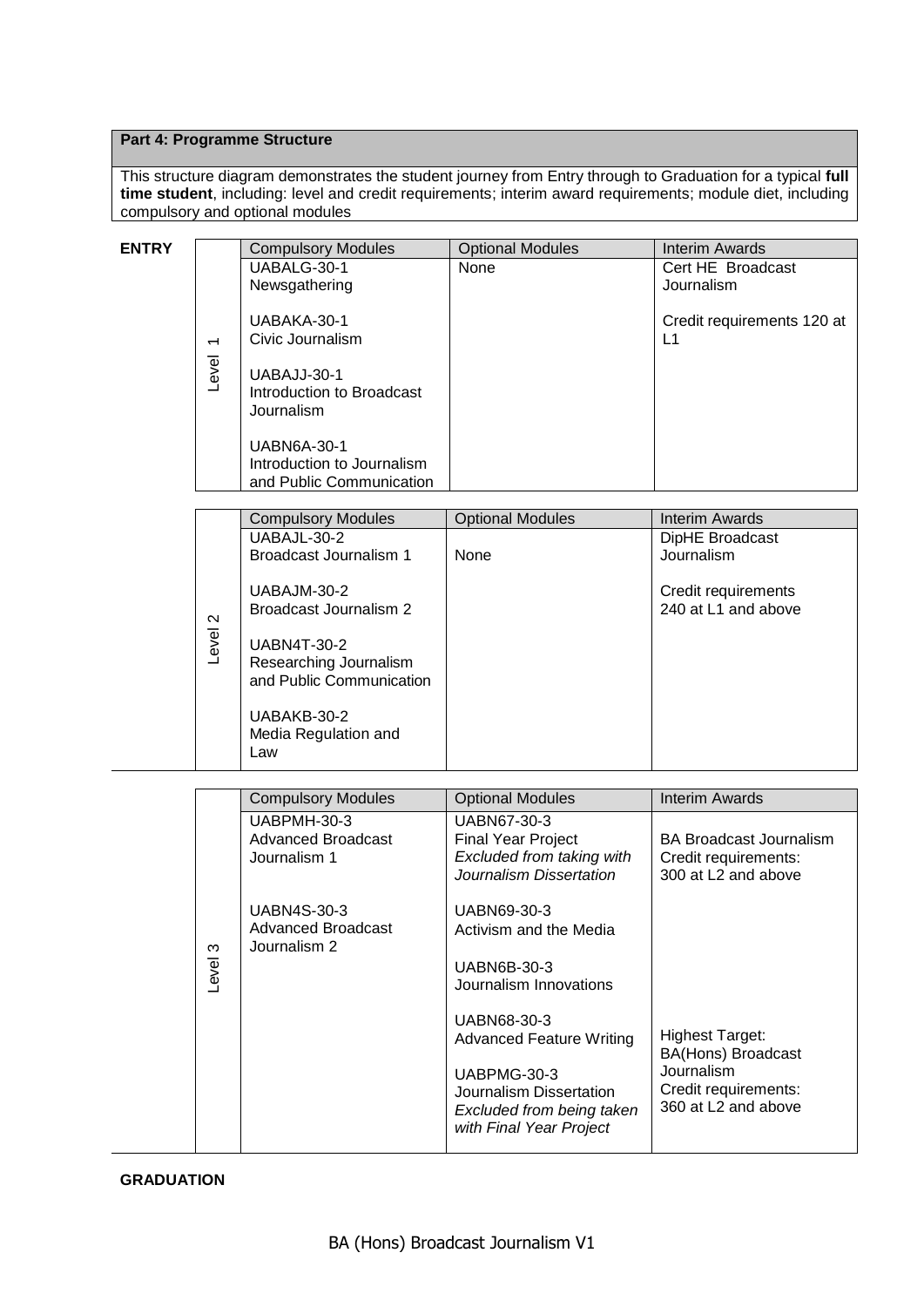**Part 4: Programme Structure**

This structure diagram demonstrates the student journey from Entry through to Graduation for a typical **full time student**, including: level and credit requirements; interim award requirements; module diet, including compulsory and optional modules

**ENTRY**

| Level | Compulsory Modules | Optional Modules | Interim Awards |
|---|---|---|---|
| Level 1 | UABALG-30-1 Newsgathering<br><br>UABAKA-30-1 Civic Journalism<br><br>UABAJJ-30-1 Introduction to Broadcast Journalism<br><br>UABN6A-30-1 Introduction to Journalism and Public Communication | None | Cert HE Broadcast Journalism<br><br>Credit requirements 120 at L1 |

| Level | Compulsory Modules | Optional Modules | Interim Awards |
|---|---|---|---|
| Level 2 | UABAJL-30-2 Broadcast Journalism 1<br><br>UABAJM-30-2 Broadcast Journalism 2<br><br>UABN4T-30-2 Researching Journalism and Public Communication<br><br>UABAKB-30-2 Media Regulation and Law | None | DipHE Broadcast Journalism<br><br>Credit requirements 240 at L1 and above |

| Level | Compulsory Modules | Optional Modules | Interim Awards |
|---|---|---|---|
| Level 3 | UABPMH-30-3 Advanced Broadcast Journalism 1<br><br>UABN4S-30-3 Advanced Broadcast Journalism 2 | UABN67-30-3 Final Year Project *Excluded from taking with Journalism Dissertation*<br><br>UABN69-30-3 Activism and the Media<br><br>UABN6B-30-3 Journalism Innovations<br><br>UABN68-30-3 Advanced Feature Writing<br><br>UABPMG-30-3 Journalism Dissertation *Excluded from being taken with Final Year Project* | BA Broadcast Journalism Credit requirements: 300 at L2 and above<br><br>Highest Target: BA(Hons) Broadcast Journalism Credit requirements: 360 at L2 and above |

**GRADUATION**

BA (Hons) Broadcast Journalism V1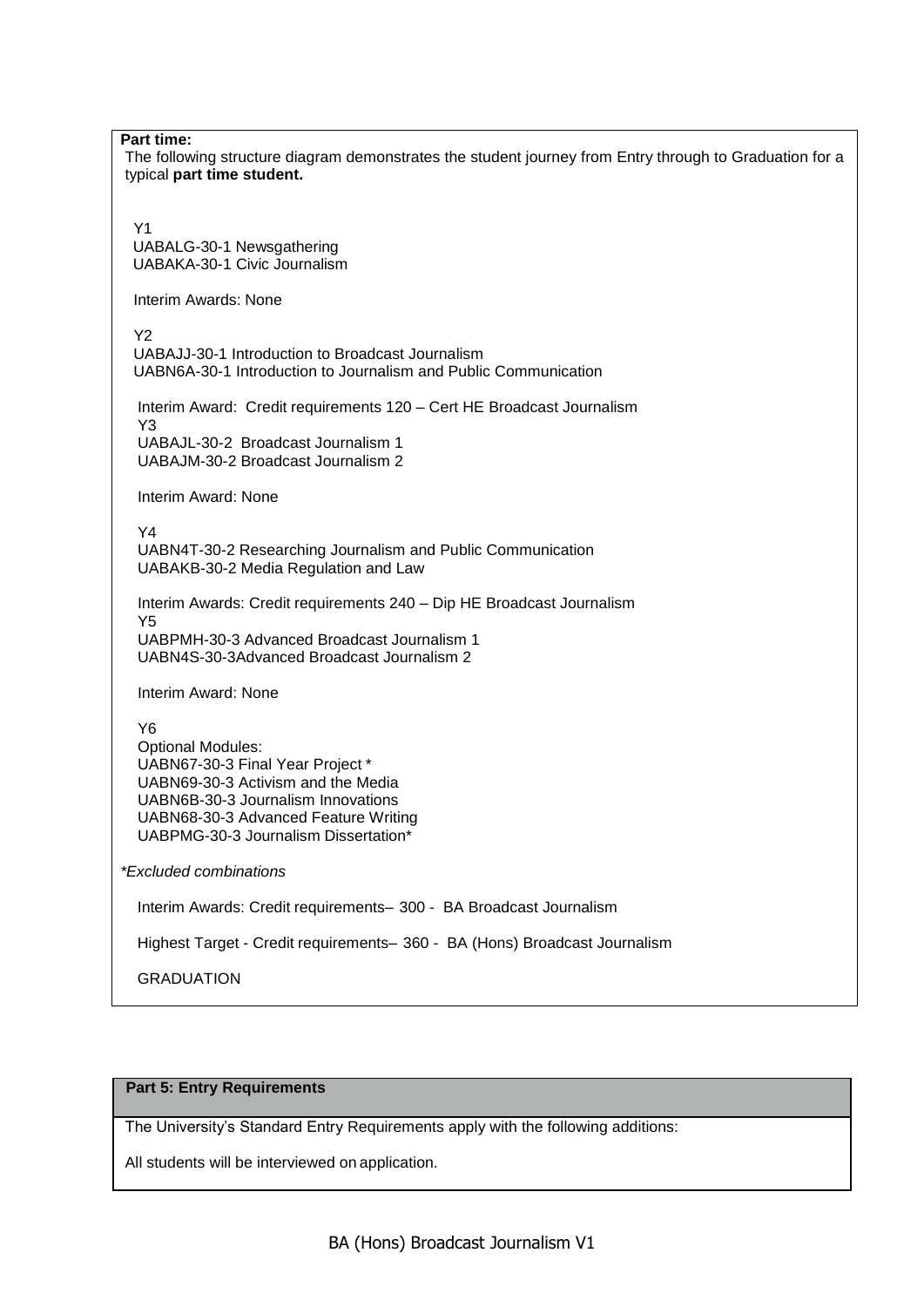**Part time:**

The following structure diagram demonstrates the student journey from Entry through to Graduation for a typical **part time student.**

Y1
UABALG-30-1 Newsgathering
UABAKA-30-1 Civic Journalism

Interim Awards: None

Y2
UABAJJ-30-1 Introduction to Broadcast Journalism
UABN6A-30-1 Introduction to Journalism and Public Communication

Interim Award: Credit requirements 120 – Cert HE Broadcast Journalism

Y3
UABAJL-30-2 Broadcast Journalism 1
UABAJM-30-2 Broadcast Journalism 2

Interim Award: None

Y4
UABN4T-30-2 Researching Journalism and Public Communication
UABAKB-30-2 Media Regulation and Law

Interim Awards: Credit requirements 240 – Dip HE Broadcast Journalism

Y5
UABPMH-30-3 Advanced Broadcast Journalism 1
UABN4S-30-3Advanced Broadcast Journalism 2

Interim Award: None

Y6
Optional Modules:
UABN67-30-3 Final Year Project *
UABN69-30-3 Activism and the Media
UABN6B-30-3 Journalism Innovations
UABN68-30-3 Advanced Feature Writing
UABPMG-30-3 Journalism Dissertation*

*\*Excluded combinations*

Interim Awards: Credit requirements– 300 - BA Broadcast Journalism

Highest Target - Credit requirements– 360 - BA (Hons) Broadcast Journalism

GRADUATION

## Part 5: Entry Requirements

The University's Standard Entry Requirements apply with the following additions:

All students will be interviewed on application.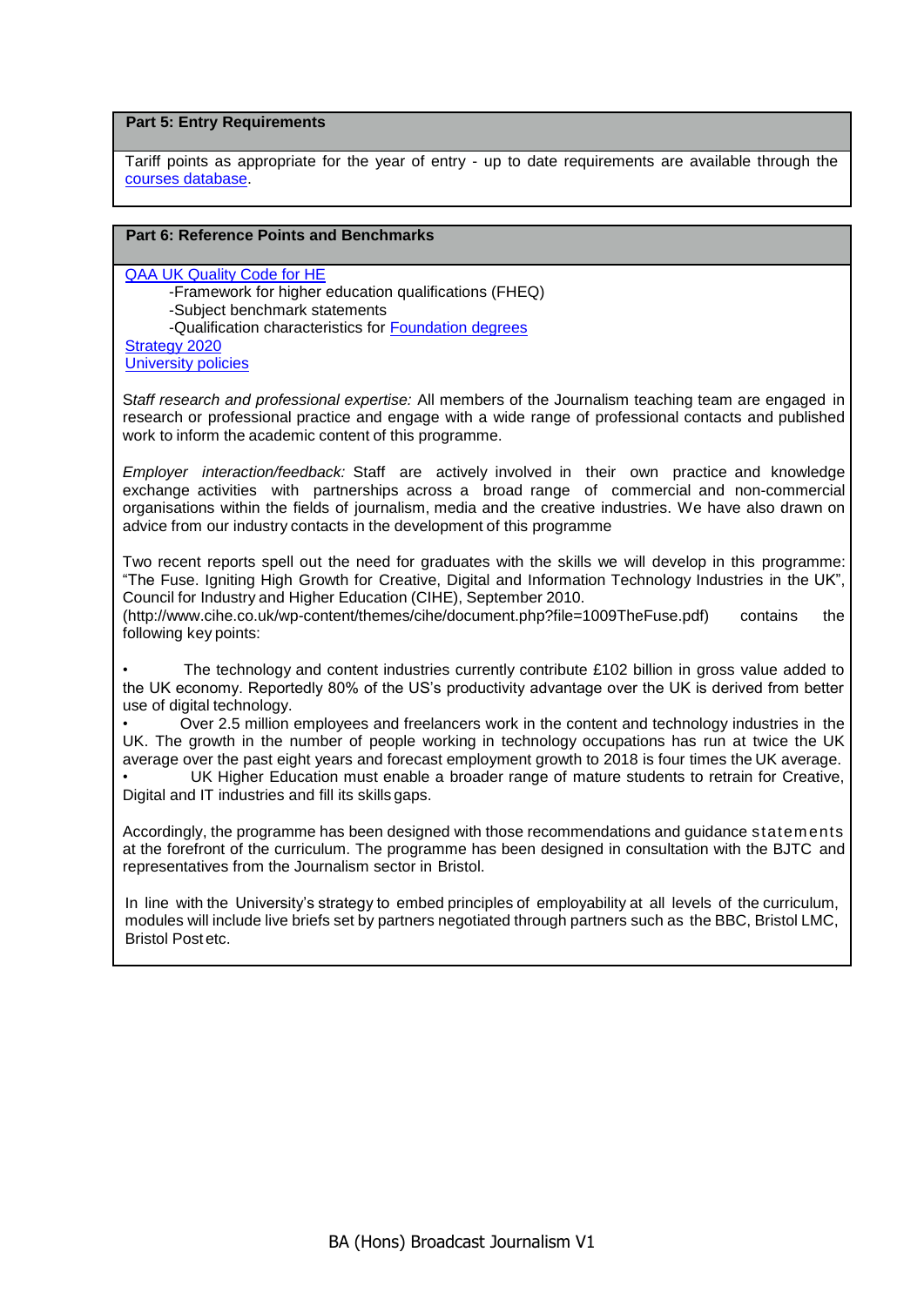## Part 5: Entry Requirements

Tariff points as appropriate for the year of entry - up to date requirements are available through the courses database.

## Part 6: Reference Points and Benchmarks

QAA UK Quality Code for HE

- -Framework for higher education qualifications (FHEQ)
- -Subject benchmark statements
- -Qualification characteristics for Foundation degrees

Strategy 2020
University policies

*Staff research and professional expertise:* All members of the Journalism teaching team are engaged in research or professional practice and engage with a wide range of professional contacts and published work to inform the academic content of this programme.

*Employer interaction/feedback:* Staff are actively involved in their own practice and knowledge exchange activities with partnerships across a broad range of commercial and non-commercial organisations within the fields of journalism, media and the creative industries. We have also drawn on advice from our industry contacts in the development of this programme

Two recent reports spell out the need for graduates with the skills we will develop in this programme: "The Fuse. Igniting High Growth for Creative, Digital and Information Technology Industries in the UK", Council for Industry and Higher Education (CIHE), September 2010. (http://www.cihe.co.uk/wp-content/themes/cihe/document.php?file=1009TheFuse.pdf) contains the following key points:

- The technology and content industries currently contribute £102 billion in gross value added to the UK economy. Reportedly 80% of the US's productivity advantage over the UK is derived from better use of digital technology.
- Over 2.5 million employees and freelancers work in the content and technology industries in the UK. The growth in the number of people working in technology occupations has run at twice the UK average over the past eight years and forecast employment growth to 2018 is four times the UK average.
- UK Higher Education must enable a broader range of mature students to retrain for Creative, Digital and IT industries and fill its skills gaps.

Accordingly, the programme has been designed with those recommendations and guidance statements at the forefront of the curriculum. The programme has been designed in consultation with the BJTC and representatives from the Journalism sector in Bristol.

In line with the University's strategy to embed principles of employability at all levels of the curriculum, modules will include live briefs set by partners negotiated through partners such as the BBC, Bristol LMC, Bristol Post etc.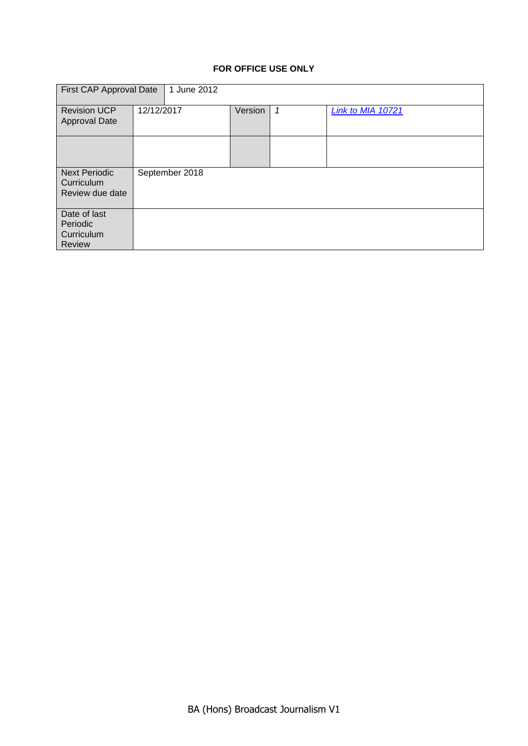**FOR OFFICE USE ONLY**

| | | | | |
|---|---|---|---|---|
| First CAP Approval Date | 1 June 2012 | | | |
| Revision UCP Approval Date | 12/12/2017 | Version | *1* | [*Link to MIA 10721*]() |
| | | | | |
| Next Periodic Curriculum Review due date | September 2018 | | | |
| Date of last Periodic Curriculum Review | | | | |